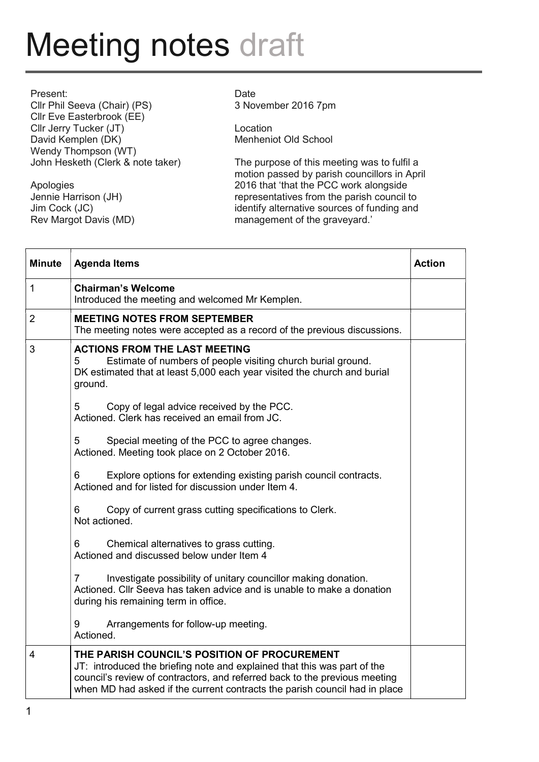# Meeting notes draft

Present:
Cllr Phil Seeva (Chair) (PS)
Cllr Eve Easterbrook (EE)
Cllr Jerry Tucker (JT)
David Kemplen (DK)
Wendy Thompson (WT)
John Hesketh (Clerk & note taker)

Apologies
Jennie Harrison (JH)
Jim Cock (JC)
Rev Margot Davis (MD)

Date
3 November 2016 7pm

Location
Menheniot Old School

The purpose of this meeting was to fulfil a motion passed by parish councillors in April 2016 that 'that the PCC work alongside representatives from the parish council to identify alternative sources of funding and management of the graveyard.'

| Minute | Agenda Items | Action |
|---|---|---|
| 1 | **Chairman's Welcome**<br>Introduced the meeting and welcomed Mr Kemplen. | |
| 2 | **MEETING NOTES FROM SEPTEMBER**<br>The meeting notes were accepted as a record of the previous discussions. | |
| 3 | **ACTIONS FROM THE LAST MEETING**<br>5 Estimate of numbers of people visiting church burial ground.<br>DK estimated that at least 5,000 each year visited the church and burial ground.<br><br>5 Copy of legal advice received by the PCC.<br>Actioned. Clerk has received an email from JC.<br><br>5 Special meeting of the PCC to agree changes.<br>Actioned. Meeting took place on 2 October 2016.<br><br>6 Explore options for extending existing parish council contracts.<br>Actioned and for listed for discussion under Item 4.<br><br>6 Copy of current grass cutting specifications to Clerk.<br>Not actioned.<br><br>6 Chemical alternatives to grass cutting.<br>Actioned and discussed below under Item 4<br><br>7 Investigate possibility of unitary councillor making donation.<br>Actioned. Cllr Seeva has taken advice and is unable to make a donation during his remaining term in office.<br><br>9 Arrangements for follow-up meeting.<br>Actioned. | |
| 4 | **THE PARISH COUNCIL'S POSITION OF PROCUREMENT**<br>JT: introduced the briefing note and explained that this was part of the council's review of contractors, and referred back to the previous meeting when MD had asked if the current contracts the parish council had in place | |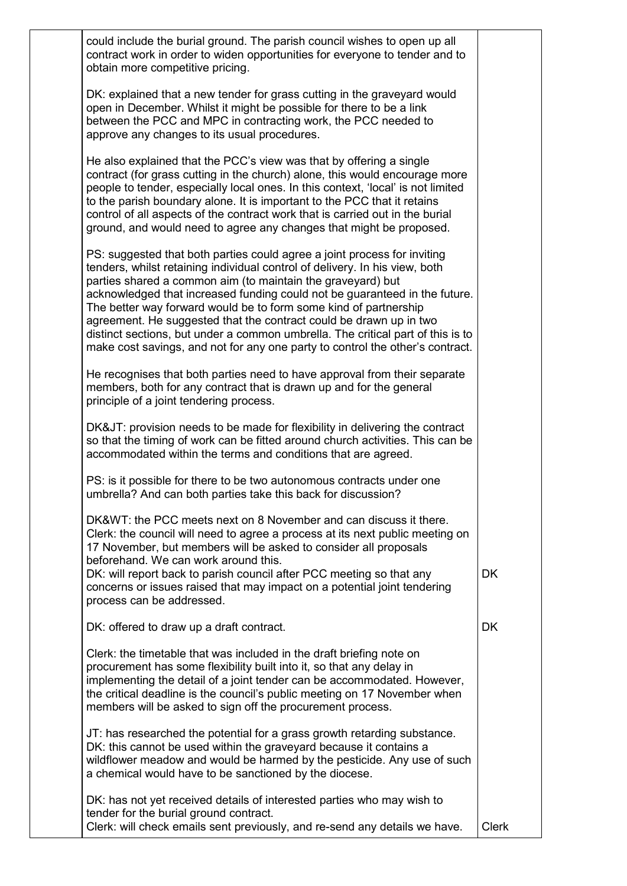|  | could include the burial ground. The parish council wishes to open up all contract work in order to widen opportunities for everyone to tender and to obtain more competitive pricing.<br><br>DK: explained that a new tender for grass cutting in the graveyard would open in December. Whilst it might be possible for there to be a link between the PCC and MPC in contracting work, the PCC needed to approve any changes to its usual procedures.<br><br>He also explained that the PCC's view was that by offering a single contract (for grass cutting in the church) alone, this would encourage more people to tender, especially local ones. In this context, 'local' is not limited to the parish boundary alone. It is important to the PCC that it retains control of all aspects of the contract work that is carried out in the burial ground, and would need to agree any changes that might be proposed.<br><br>PS: suggested that both parties could agree a joint process for inviting tenders, whilst retaining individual control of delivery. In his view, both parties shared a common aim (to maintain the graveyard) but acknowledged that increased funding could not be guaranteed in the future. The better way forward would be to form some kind of partnership agreement. He suggested that the contract could be drawn up in two distinct sections, but under a common umbrella. The critical part of this is to make cost savings, and not for any one party to control the other's contract.<br><br>He recognises that both parties need to have approval from their separate members, both for any contract that is drawn up and for the general principle of a joint tendering process.<br><br>DK&JT: provision needs to be made for flexibility in delivering the contract so that the timing of work can be fitted around church activities. This can be accommodated within the terms and conditions that are agreed.<br><br>PS: is it possible for there to be two autonomous contracts under one umbrella? And can both parties take this back for discussion?<br><br>DK&WT: the PCC meets next on 8 November and can discuss it there.<br>Clerk: the council will need to agree a process at its next public meeting on 17 November, but members will be asked to consider all proposals beforehand. We can work around this.<br>DK: will report back to parish council after PCC meeting so that any concerns or issues raised that may impact on a potential joint tendering process can be addressed. | DK |
|---|---|---|
|  | DK: offered to draw up a draft contract. | DK |
|  | Clerk: the timetable that was included in the draft briefing note on procurement has some flexibility built into it, so that any delay in implementing the detail of a joint tender can be accommodated. However, the critical deadline is the council's public meeting on 17 November when members will be asked to sign off the procurement process.<br><br>JT: has researched the potential for a grass growth retarding substance.<br>DK: this cannot be used within the graveyard because it contains a wildflower meadow and would be harmed by the pesticide. Any use of such a chemical would have to be sanctioned by the diocese.<br><br>DK: has not yet received details of interested parties who may wish to tender for the burial ground contract.<br>Clerk: will check emails sent previously, and re-send any details we have. | Clerk |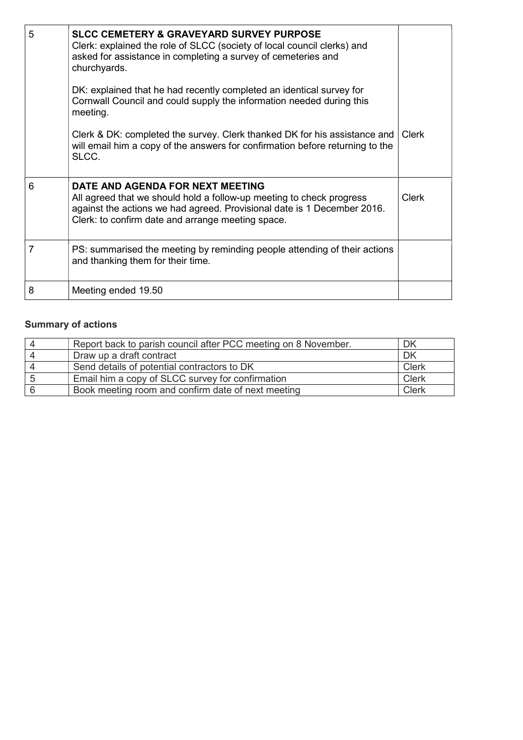| | | |
|---|---|---|
| 5 | **SLCC CEMETERY & GRAVEYARD SURVEY PURPOSE**<br>Clerk: explained the role of SLCC (society of local council clerks) and asked for assistance in completing a survey of cemeteries and churchyards.<br><br>DK: explained that he had recently completed an identical survey for Cornwall Council and could supply the information needed during this meeting.<br><br>Clerk & DK: completed the survey. Clerk thanked DK for his assistance and will email him a copy of the answers for confirmation before returning to the SLCC. | Clerk |
| 6 | **DATE AND AGENDA FOR NEXT MEETING**<br>All agreed that we should hold a follow-up meeting to check progress against the actions we had agreed. Provisional date is 1 December 2016. Clerk: to confirm date and arrange meeting space. | Clerk |
| 7 | PS: summarised the meeting by reminding people attending of their actions and thanking them for their time. | |
| 8 | Meeting ended 19.50 | |

**Summary of actions**

| | | |
|---|---|---|
| 4 | Report back to parish council after PCC meeting on 8 November. | DK |
| 4 | Draw up a draft contract | DK |
| 4 | Send details of potential contractors to DK | Clerk |
| 5 | Email him a copy of SLCC survey for confirmation | Clerk |
| 6 | Book meeting room and confirm date of next meeting | Clerk |